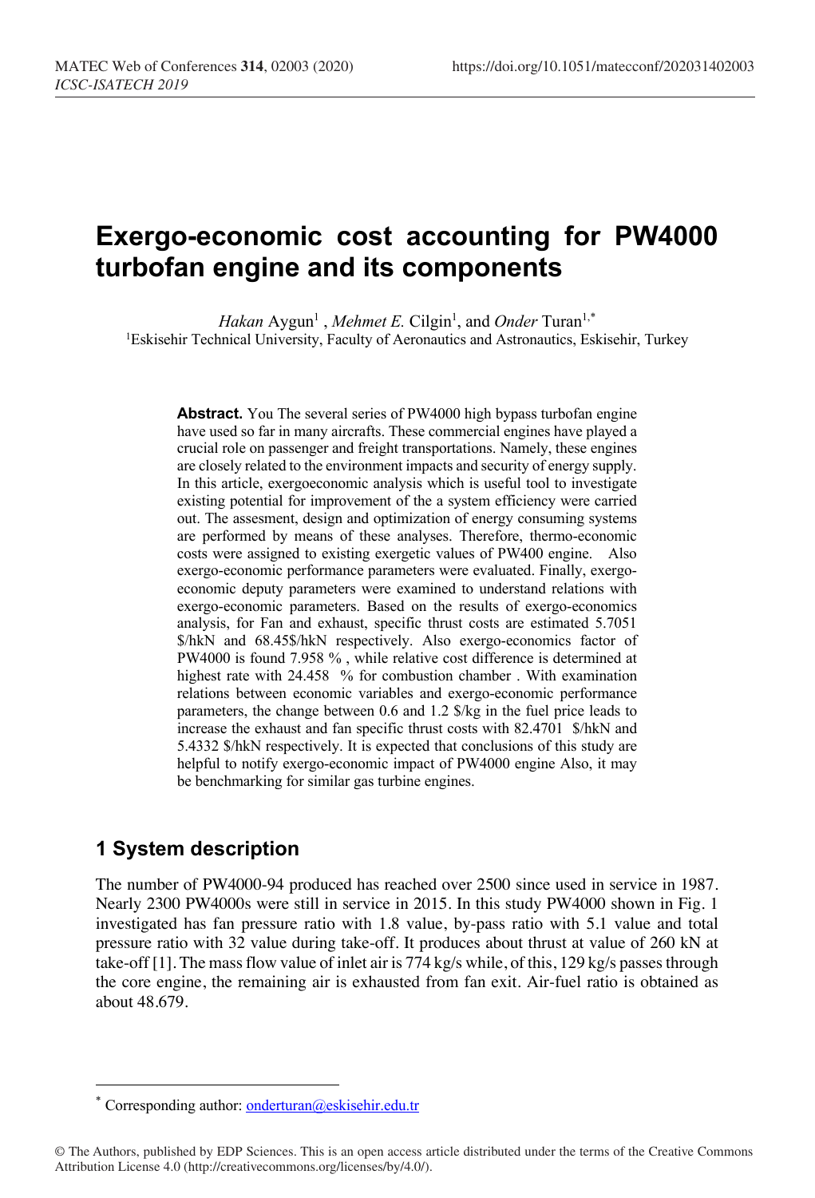# Exergo-economic cost accounting for PW4000 turbofan engine and its components

*Hakan* Aygun[1] , *Mehmet E.* Cilgin[1], and *Onder* Turan[1,*]

[1]Eskisehir Technical University, Faculty of Aeronautics and Astronautics, Eskisehir, Turkey

**Abstract.** You The several series of PW4000 high bypass turbofan engine have used so far in many aircrafts. These commercial engines have played a crucial role on passenger and freight transportations. Namely, these engines are closely related to the environment impacts and security of energy supply. In this article, exergoeconomic analysis which is useful tool to investigate existing potential for improvement of the a system efficiency were carried out. The assesment, design and optimization of energy consuming systems are performed by means of these analyses. Therefore, thermo-economic costs were assigned to existing exergetic values of PW400 engine. Also exergo-economic performance parameters were evaluated. Finally, exergo-economic deputy parameters were examined to understand relations with exergo-economic parameters. Based on the results of exergo-economics analysis, for Fan and exhaust, specific thrust costs are estimated 5.7051 \$/hkN and 68.45\$/hkN respectively. Also exergo-economics factor of PW4000 is found 7.958 % , while relative cost difference is determined at highest rate with 24.458 % for combustion chamber . With examination relations between economic variables and exergo-economic performance parameters, the change between 0.6 and 1.2 \$/kg in the fuel price leads to increase the exhaust and fan specific thrust costs with 82.4701 \$/hkN and 5.4332 \$/hkN respectively. It is expected that conclusions of this study are helpful to notify exergo-economic impact of PW4000 engine Also, it may be benchmarking for similar gas turbine engines.

## 1 System description

The number of PW4000-94 produced has reached over 2500 since used in service in 1987. Nearly 2300 PW4000s were still in service in 2015. In this study PW4000 shown in Fig. 1 investigated has fan pressure ratio with 1.8 value, by-pass ratio with 5.1 value and total pressure ratio with 32 value during take-off. It produces about thrust at value of 260 kN at take-off [1]. The mass flow value of inlet air is 774 kg/s while, of this, 129 kg/s passes through the core engine, the remaining air is exhausted from fan exit. Air-fuel ratio is obtained as about 48.679.

---

[*] Corresponding author: onderturan@eskisehir.edu.tr

© The Authors, published by EDP Sciences. This is an open access article distributed under the terms of the Creative Commons Attribution License 4.0 (http://creativecommons.org/licenses/by/4.0/).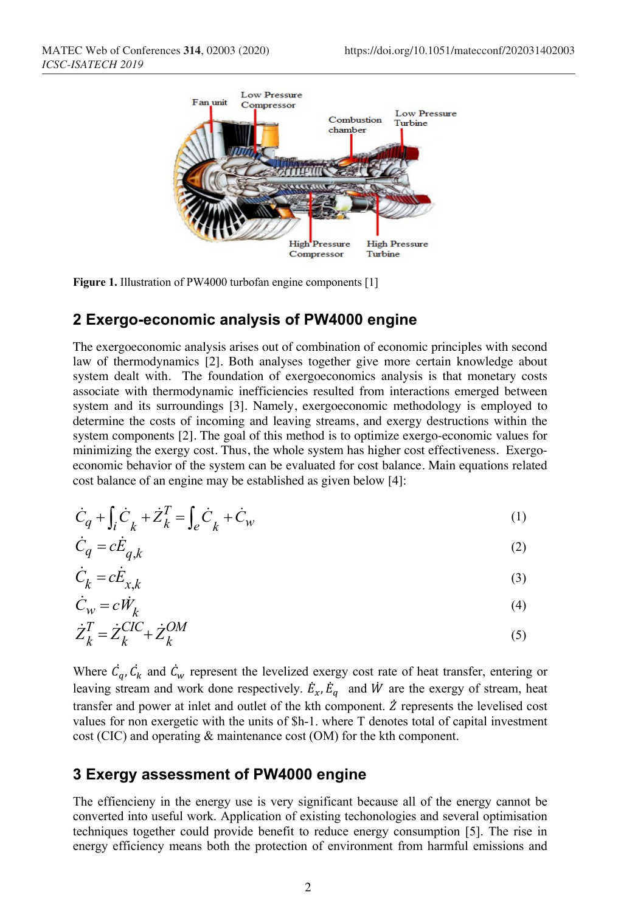**Figure 1.** Illustration of PW4000 turbofan engine components [1]

## 2 Exergo-economic analysis of PW4000 engine

The exergoeconomic analysis arises out of combination of economic principles with second law of thermodynamics [2]. Both analyses together give more certain knowledge about system dealt with. The foundation of exergoeconomics analysis is that monetary costs associate with thermodynamic inefficiencies resulted from interactions emerged between system and its surroundings [3]. Namely, exergoeconomic methodology is employed to determine the costs of incoming and leaving streams, and exergy destructions within the system components [2]. The goal of this method is to optimize exergo-economic values for minimizing the exergy cost. Thus, the whole system has higher cost effectiveness. Exergo-economic behavior of the system can be evaluated for cost balance. Main equations related cost balance of an engine may be established as given below [4]:

$$\dot{C}_q + \int_i \dot{C}_k + \dot{Z}_k^T = \int_e \dot{C}_k + \dot{C}_w \tag{1}$$

$$\dot{C}_q = c\dot{E}_{q,k} \tag{2}$$

$$\dot{C}_k = c\dot{E}_{x,k} \tag{3}$$

$$\dot{C}_w = c\dot{W}_k \tag{4}$$

$$\dot{Z}_k^T = \dot{Z}_k^{CIC} + \dot{Z}_k^{OM} \tag{5}$$

Where $\dot{C}_q$, $\dot{C}_k$ and $\dot{C}_w$ represent the levelized exergy cost rate of heat transfer, entering or leaving stream and work done respectively. $\dot{E}_x$, $\dot{E}_q$ and $\dot{W}$ are the exergy of stream, heat transfer and power at inlet and outlet of the kth component. $\dot{Z}$ represents the levelised cost values for non exergetic with the units of \$h-1. where T denotes total of capital investment cost (CIC) and operating & maintenance cost (OM) for the kth component.

## 3 Exergy assessment of PW4000 engine

The effincieny in the energy use is very significant because all of the energy cannot be converted into useful work. Application of existing techonologies and several optimisation techniques together could provide benefit to reduce energy consumption [5]. The rise in energy efficiency means both the protection of environment from harmful emissions and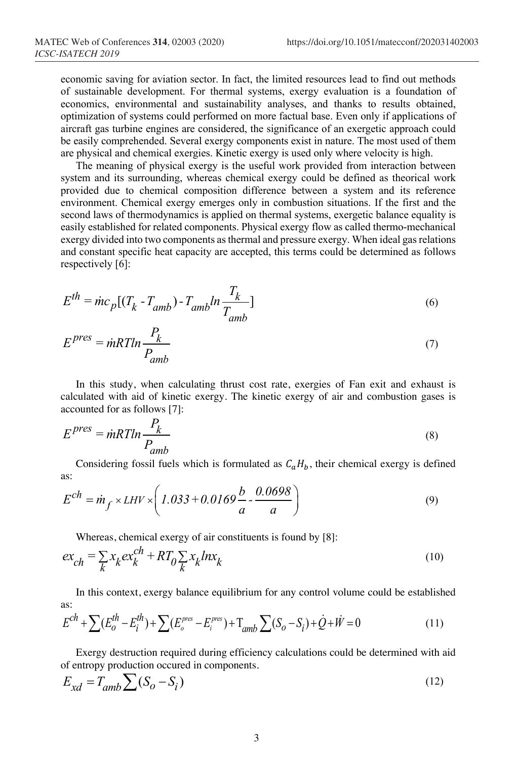economic saving for aviation sector. In fact, the limited resources lead to find out methods of sustainable development. For thermal systems, exergy evaluation is a foundation of economics, environmental and sustainability analyses, and thanks to results obtained, optimization of systems could performed on more factual base. Even only if applications of aircraft gas turbine engines are considered, the significance of an exergetic approach could be easily comprehended. Several exergy components exist in nature. The most used of them are physical and chemical exergies. Kinetic exergy is used only where velocity is high.

The meaning of physical exergy is the useful work provided from interaction between system and its surrounding, whereas chemical exergy could be defined as theorical work provided due to chemical composition difference between a system and its reference environment. Chemical exergy emerges only in combustion situations. If the first and the second laws of thermodynamics is applied on thermal systems, exergetic balance equality is easily established for related components. Physical exergy flow as called thermo-mechanical exergy divided into two components as thermal and pressure exergy. When ideal gas relations and constant specific heat capacity are accepted, this terms could be determined as follows respectively [6]:

$$E^{th} = \dot{m}c_p[(T_k - T_{amb}) - T_{amb}ln\frac{T_k}{T_{amb}}] \tag{6}$$

$$E^{pres} = \dot{m}RTln\frac{P_k}{P_{amb}} \tag{7}$$

In this study, when calculating thrust cost rate, exergies of Fan exit and exhaust is calculated with aid of kinetic exergy. The kinetic exergy of air and combustion gases is accounted for as follows [7]:

$$E^{pres} = \dot{m}RTln\frac{P_k}{P_{amb}} \tag{8}$$

Considering fossil fuels which is formulated as $C_aH_b$, their chemical exergy is defined as:

$$E^{ch} = \dot{m}_f \times LHV \times \left(1.033 + 0.0169\frac{b}{a} - \frac{0.0698}{a}\right) \tag{9}$$

Whereas, chemical exergy of air constituents is found by [8]:

$$ex_{ch} = \sum_k x_k ex_k^{ch} + RT_0\sum_k x_k lnx_k \tag{10}$$

In this context, exergy balance equilibrium for any control volume could be established as:

$$E^{ch} + \sum(E_o^{th} - E_i^{th}) + \sum(E_o^{pres} - E_i^{pres}) + T_{amb}\sum(S_o - S_i) + \dot{Q} + \dot{W} = 0 \tag{11}$$

Exergy destruction required during efficiency calculations could be determined with aid of entropy production occured in components.

$$E_{xd} = T_{amb}\sum(S_o - S_i) \tag{12}$$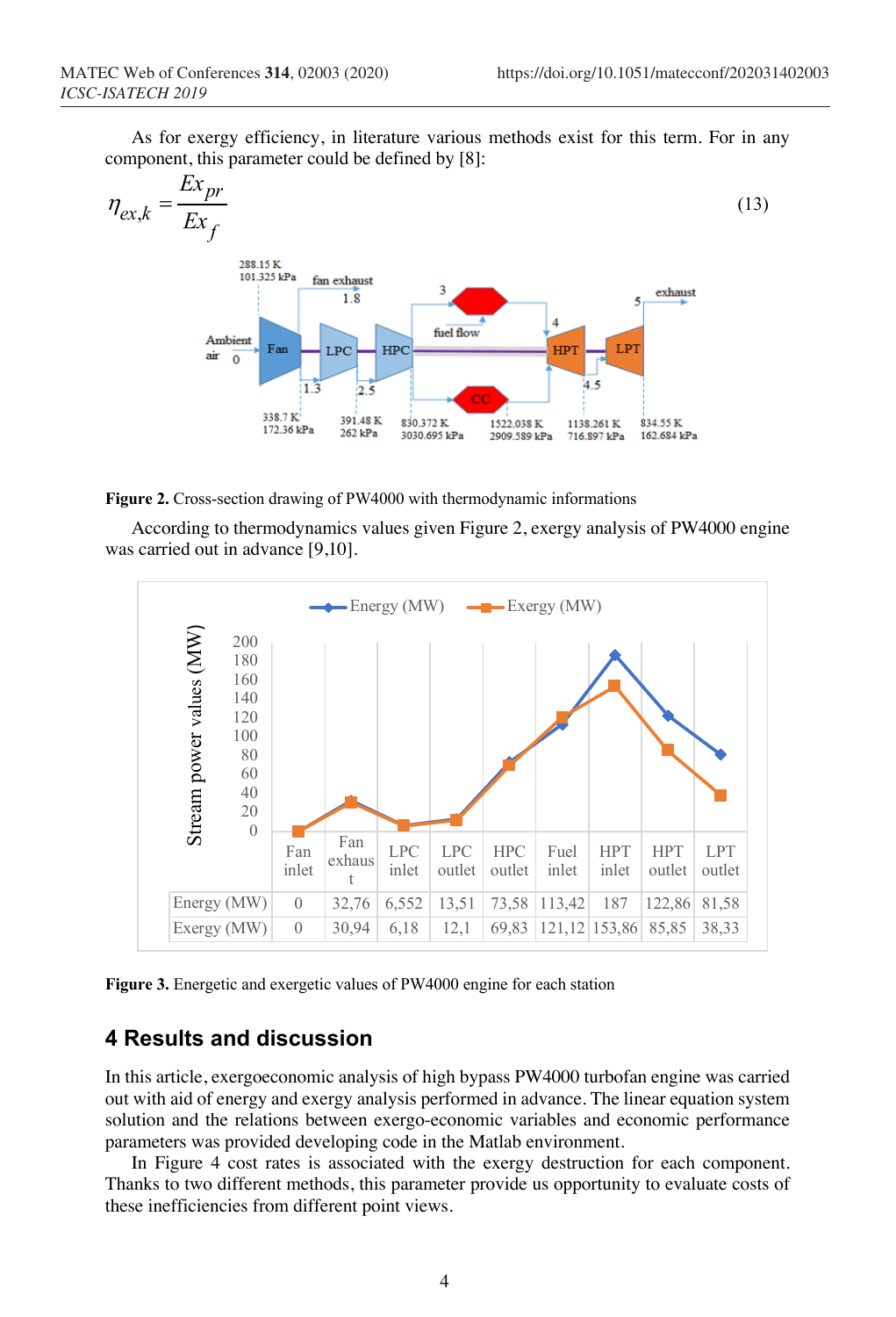As for exergy efficiency, in literature various methods exist for this term. For in any component, this parameter could be defined by [8]:

$$\eta_{ex,k} = \frac{Ex_{pr}}{Ex_f} \tag{13}$$

**Figure 2.** Cross-section drawing of PW4000 with thermodynamic informations

According to thermodynamics values given Figure 2, exergy analysis of PW4000 engine was carried out in advance [9,10].

| | Fan inlet | Fan exhaust | LPC inlet | LPC outlet | HPC outlet | Fuel inlet | HPT inlet | HPT outlet | LPT outlet |
|---|---|---|---|---|---|---|---|---|---|
| Energy (MW) | 0 | 32,76 | 6,552 | 13,51 | 73,58 | 113,42 | 187 | 122,86 | 81,58 |
| Exergy (MW) | 0 | 30,94 | 6,18 | 12,1 | 69,83 | 121,12 | 153,86 | 85,85 | 38,33 |

**Figure 3.** Energetic and exergetic values of PW4000 engine for each station

## 4 Results and discussion

In this article, exergoeconomic analysis of high bypass PW4000 turbofan engine was carried out with aid of energy and exergy analysis performed in advance. The linear equation system solution and the relations between exergo-economic variables and economic performance parameters was provided developing code in the Matlab environment.

In Figure 4 cost rates is associated with the exergy destruction for each component. Thanks to two different methods, this parameter provide us opportunity to evaluate costs of these inefficiencies from different point views.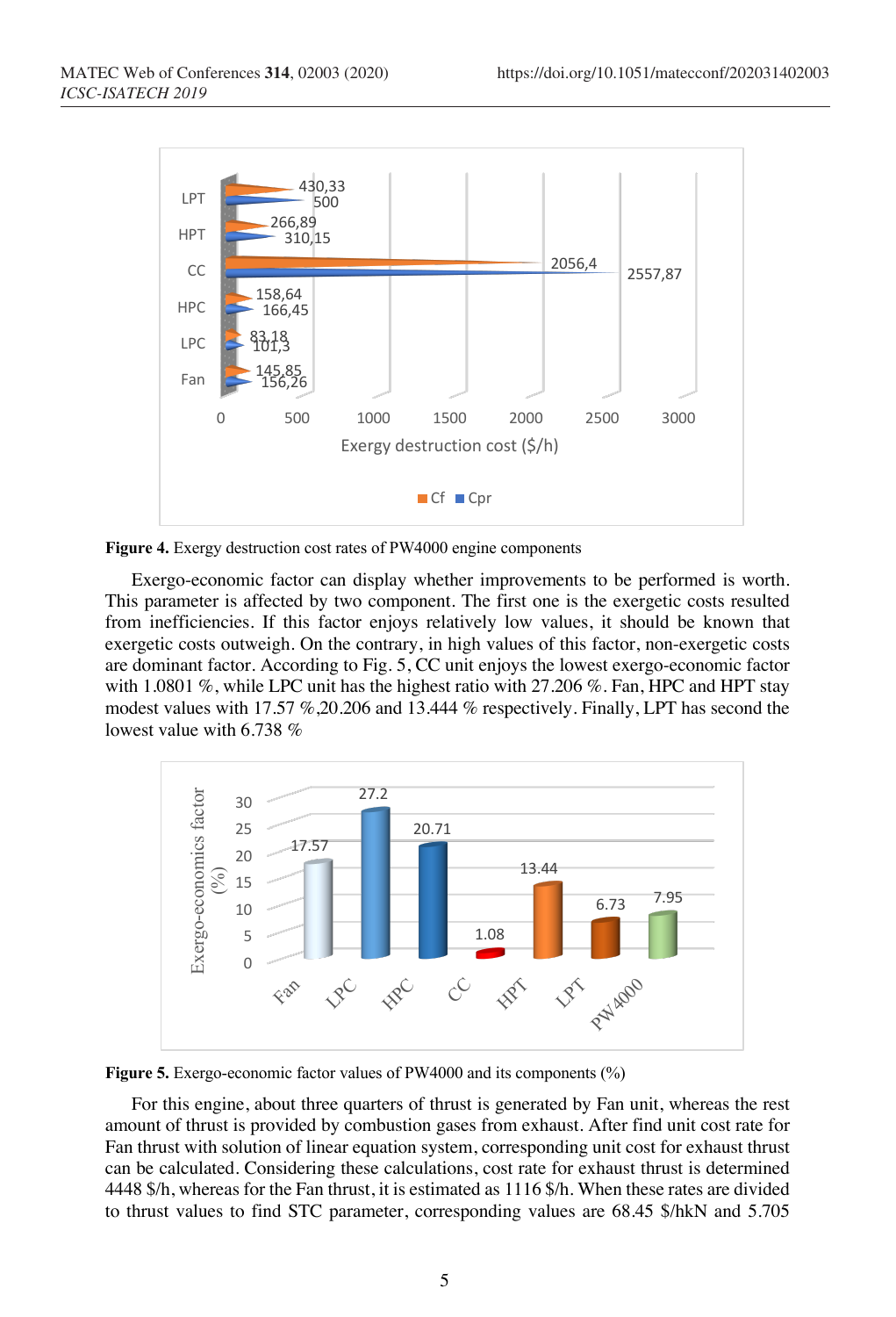**Figure 4.** Exergy destruction cost rates of PW4000 engine components

Exergo-economic factor can display whether improvements to be performed is worth. This parameter is affected by two component. The first one is the exergetic costs resulted from inefficiencies. If this factor enjoys relatively low values, it should be known that exergetic costs outweigh. On the contrary, in high values of this factor, non-exergetic costs are dominant factor. According to Fig. 5, CC unit enjoys the lowest exergo-economic factor with 1.0801 %, while LPC unit has the highest ratio with 27.206 %. Fan, HPC and HPT stay modest values with 17.57 %,20.206 and 13.444 % respectively. Finally, LPT has second the lowest value with 6.738 %

**Figure 5.** Exergo-economic factor values of PW4000 and its components (%)

For this engine, about three quarters of thrust is generated by Fan unit, whereas the rest amount of thrust is provided by combustion gases from exhaust. After find unit cost rate for Fan thrust with solution of linear equation system, corresponding unit cost for exhaust thrust can be calculated. Considering these calculations, cost rate for exhaust thrust is determined 4448 $/h, whereas for the Fan thrust, it is estimated as 1116 $/h. When these rates are divided to thrust values to find STC parameter, corresponding values are 68.45 $/hkN and 5.705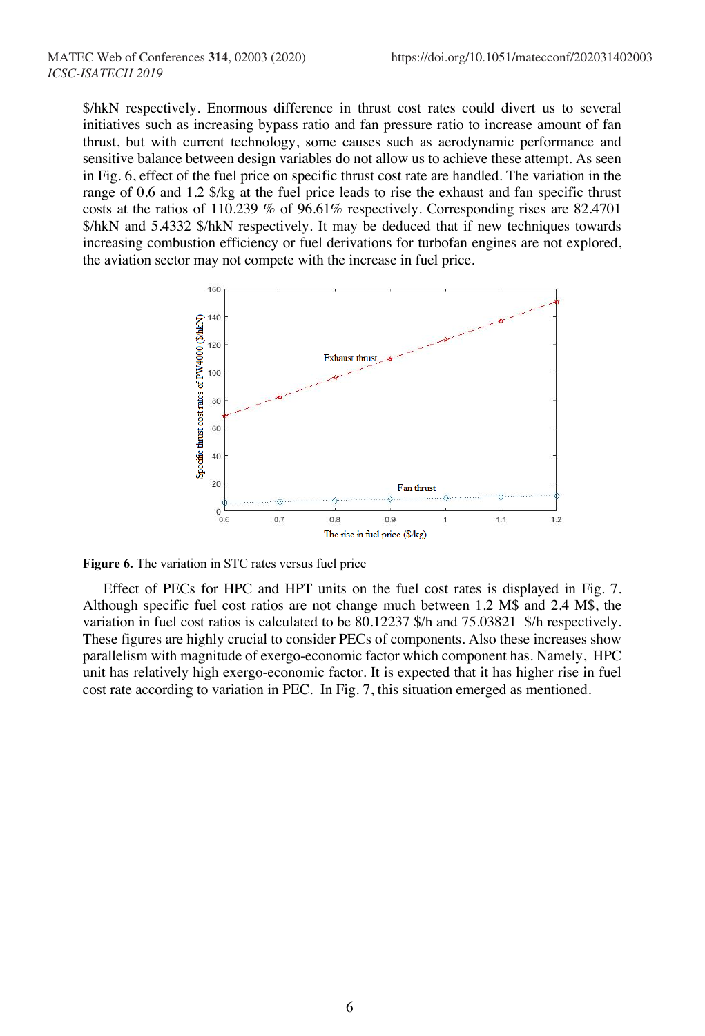$/hkN respectively. Enormous difference in thrust cost rates could divert us to several initiatives such as increasing bypass ratio and fan pressure ratio to increase amount of fan thrust, but with current technology, some causes such as aerodynamic performance and sensitive balance between design variables do not allow us to achieve these attempt. As seen in Fig. 6, effect of the fuel price on specific thrust cost rate are handled. The variation in the range of 0.6 and 1.2 $/kg at the fuel price leads to rise the exhaust and fan specific thrust costs at the ratios of 110.239 % of 96.61% respectively. Corresponding rises are 82.4701 $/hkN and 5.4332 $/hkN respectively. It may be deduced that if new techniques towards increasing combustion efficiency or fuel derivations for turbofan engines are not explored, the aviation sector may not compete with the increase in fuel price.

**Figure 6.** The variation in STC rates versus fuel price

Effect of PECs for HPC and HPT units on the fuel cost rates is displayed in Fig. 7. Although specific fuel cost ratios are not change much between 1.2 M$ and 2.4 M$, the variation in fuel cost ratios is calculated to be 80.12237 $/h and 75.03821 $/h respectively. These figures are highly crucial to consider PECs of components. Also these increases show parallelism with magnitude of exergo-economic factor which component has. Namely, HPC unit has relatively high exergo-economic factor. It is expected that it has higher rise in fuel cost rate according to variation in PEC. In Fig. 7, this situation emerged as mentioned.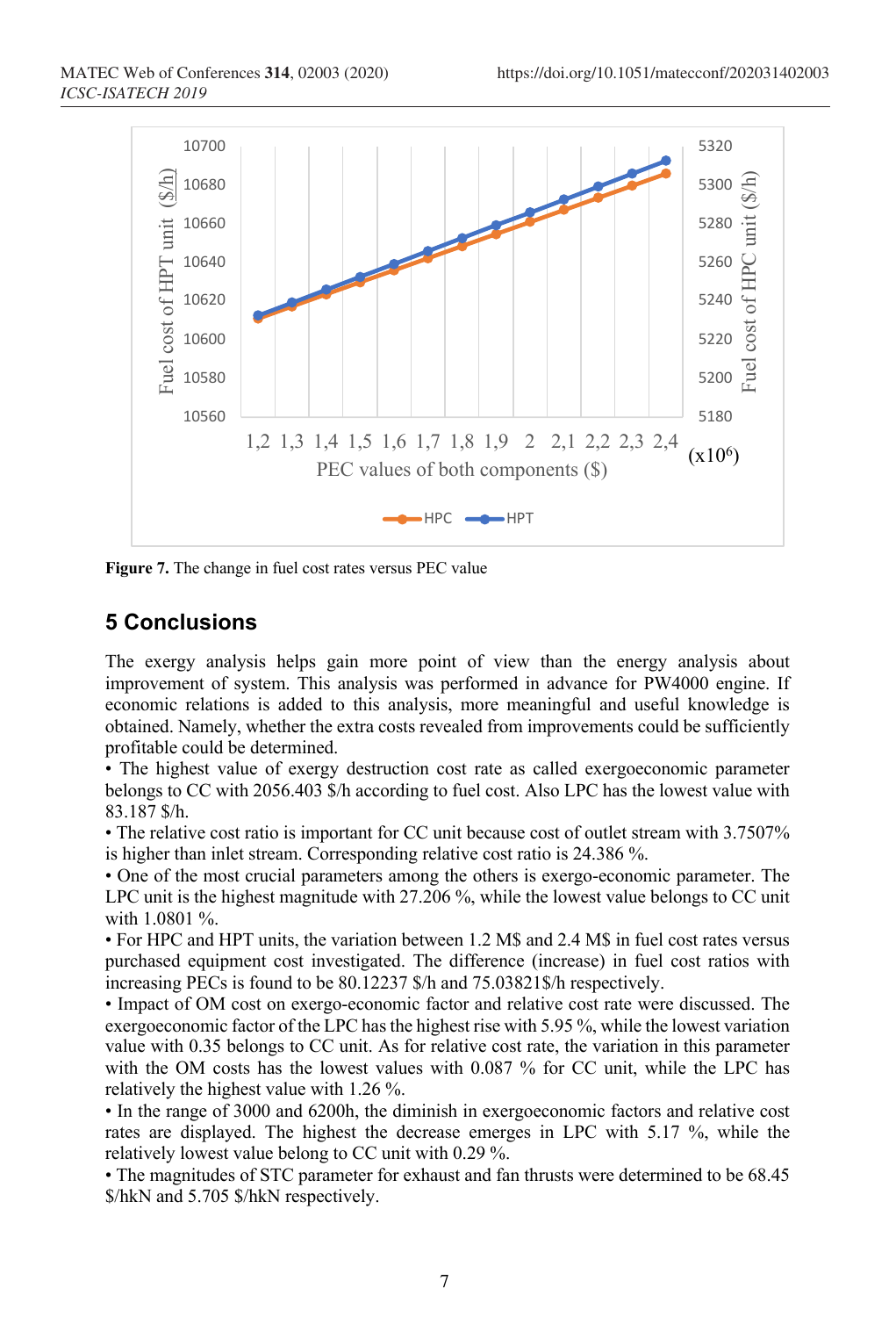Figure 7. The change in fuel cost rates versus PEC value

## 5 Conclusions

The exergy analysis helps gain more point of view than the energy analysis about improvement of system. This analysis was performed in advance for PW4000 engine. If economic relations is added to this analysis, more meaningful and useful knowledge is obtained. Namely, whether the extra costs revealed from improvements could be sufficiently profitable could be determined.

• The highest value of exergy destruction cost rate as called exergoeconomic parameter belongs to CC with 2056.403 $/h according to fuel cost. Also LPC has the lowest value with 83.187 $/h.

• The relative cost ratio is important for CC unit because cost of outlet stream with 3.7507% is higher than inlet stream. Corresponding relative cost ratio is 24.386 %.

• One of the most crucial parameters among the others is exergo-economic parameter. The LPC unit is the highest magnitude with 27.206 %, while the lowest value belongs to CC unit with 1.0801 %.

• For HPC and HPT units, the variation between 1.2 M$ and 2.4 M$ in fuel cost rates versus purchased equipment cost investigated. The difference (increase) in fuel cost ratios with increasing PECs is found to be 80.12237 $/h and 75.03821$/h respectively.

• Impact of OM cost on exergo-economic factor and relative cost rate were discussed. The exergoeconomic factor of the LPC has the highest rise with 5.95 %, while the lowest variation value with 0.35 belongs to CC unit. As for relative cost rate, the variation in this parameter with the OM costs has the lowest values with 0.087 % for CC unit, while the LPC has relatively the highest value with 1.26 %.

• In the range of 3000 and 6200h, the diminish in exergoeconomic factors and relative cost rates are displayed. The highest the decrease emerges in LPC with 5.17 %, while the relatively lowest value belong to CC unit with 0.29 %.

• The magnitudes of STC parameter for exhaust and fan thrusts were determined to be 68.45 $/hkN and 5.705 $/hkN respectively.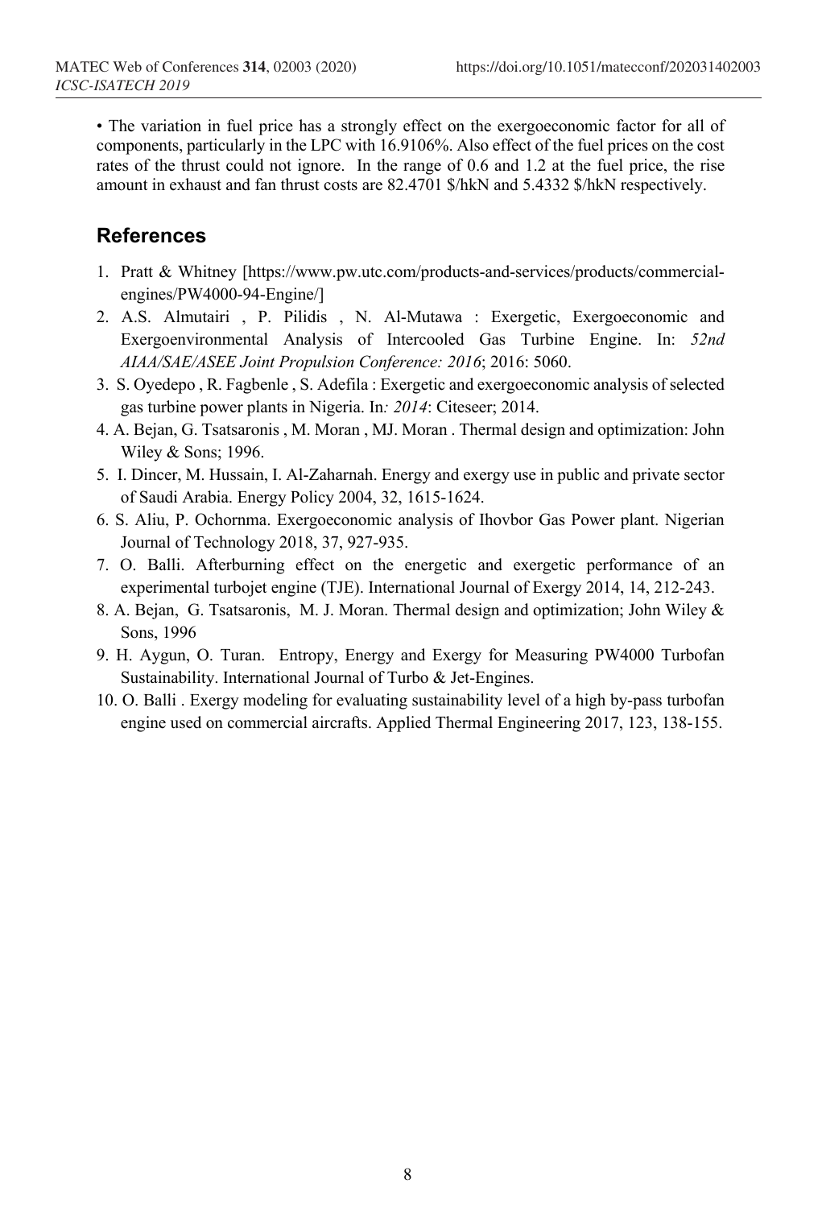• The variation in fuel price has a strongly effect on the exergoeconomic factor for all of components, particularly in the LPC with 16.9106%. Also effect of the fuel prices on the cost rates of the thrust could not ignore. In the range of 0.6 and 1.2 at the fuel price, the rise amount in exhaust and fan thrust costs are 82.4701 $/hkN and 5.4332 $/hkN respectively.

## References

1. Pratt & Whitney [https://www.pw.utc.com/products-and-services/products/commercial-engines/PW4000-94-Engine/]
2. A.S. Almutairi , P. Pilidis , N. Al-Mutawa : Exergetic, Exergoeconomic and Exergoenvironmental Analysis of Intercooled Gas Turbine Engine. In: *52nd AIAA/SAE/ASEE Joint Propulsion Conference: 2016*; 2016: 5060.
3. S. Oyedepo , R. Fagbenle , S. Adefila : Exergetic and exergoeconomic analysis of selected gas turbine power plants in Nigeria. In*: 2014*: Citeseer; 2014.
4. A. Bejan, G. Tsatsaronis , M. Moran , MJ. Moran . Thermal design and optimization: John Wiley & Sons; 1996.
5. I. Dincer, M. Hussain, I. Al-Zaharnah. Energy and exergy use in public and private sector of Saudi Arabia. Energy Policy 2004, 32, 1615-1624.
6. S. Aliu, P. Ochornma. Exergoeconomic analysis of Ihovbor Gas Power plant. Nigerian Journal of Technology 2018, 37, 927-935.
7. O. Balli. Afterburning effect on the energetic and exergetic performance of an experimental turbojet engine (TJE). International Journal of Exergy 2014, 14, 212-243.
8. A. Bejan, G. Tsatsaronis, M. J. Moran. Thermal design and optimization; John Wiley & Sons, 1996
9. H. Aygun, O. Turan. Entropy, Energy and Exergy for Measuring PW4000 Turbofan Sustainability. International Journal of Turbo & Jet-Engines.
10. O. Balli . Exergy modeling for evaluating sustainability level of a high by-pass turbofan engine used on commercial aircrafts. Applied Thermal Engineering 2017, 123, 138-155.